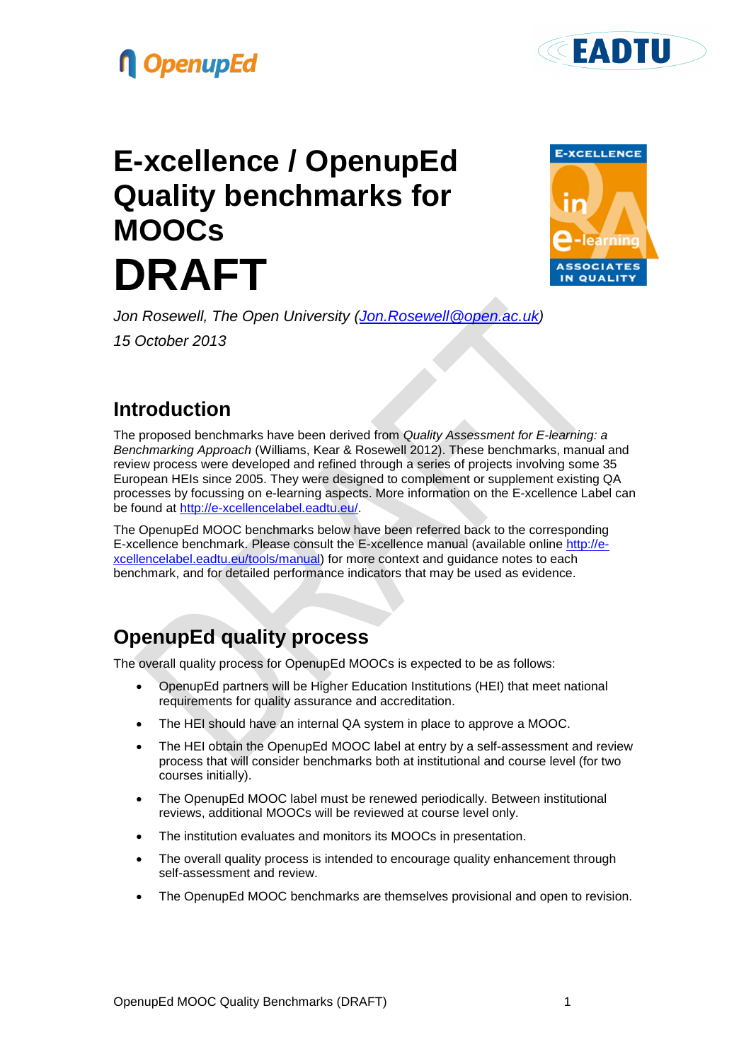# E-xcellence / OpenupEd Quality benchmarks for MOOCs

# DRAFT

*Jon Rosewell, The Open University (Jon.Rosewell@open.ac.uk)*

*15 October 2013*

## Introduction

The proposed benchmarks have been derived from *Quality Assessment for E-learning: a Benchmarking Approach* (Williams, Kear & Rosewell 2012). These benchmarks, manual and review process were developed and refined through a series of projects involving some 35 European HEIs since 2005. They were designed to complement or supplement existing QA processes by focussing on e-learning aspects. More information on the E-xcellence Label can be found at http://e-xcellencelabel.eadtu.eu/.

The OpenupEd MOOC benchmarks below have been referred back to the corresponding E-xcellence benchmark. Please consult the E-xcellence manual (available online http://e-xcellencelabel.eadtu.eu/tools/manual) for more context and guidance notes to each benchmark, and for detailed performance indicators that may be used as evidence.

## OpenupEd quality process

The overall quality process for OpenupEd MOOCs is expected to be as follows:

- OpenupEd partners will be Higher Education Institutions (HEI) that meet national requirements for quality assurance and accreditation.
- The HEI should have an internal QA system in place to approve a MOOC.
- The HEI obtain the OpenupEd MOOC label at entry by a self-assessment and review process that will consider benchmarks both at institutional and course level (for two courses initially).
- The OpenupEd MOOC label must be renewed periodically. Between institutional reviews, additional MOOCs will be reviewed at course level only.
- The institution evaluates and monitors its MOOCs in presentation.
- The overall quality process is intended to encourage quality enhancement through self-assessment and review.
- The OpenupEd MOOC benchmarks are themselves provisional and open to revision.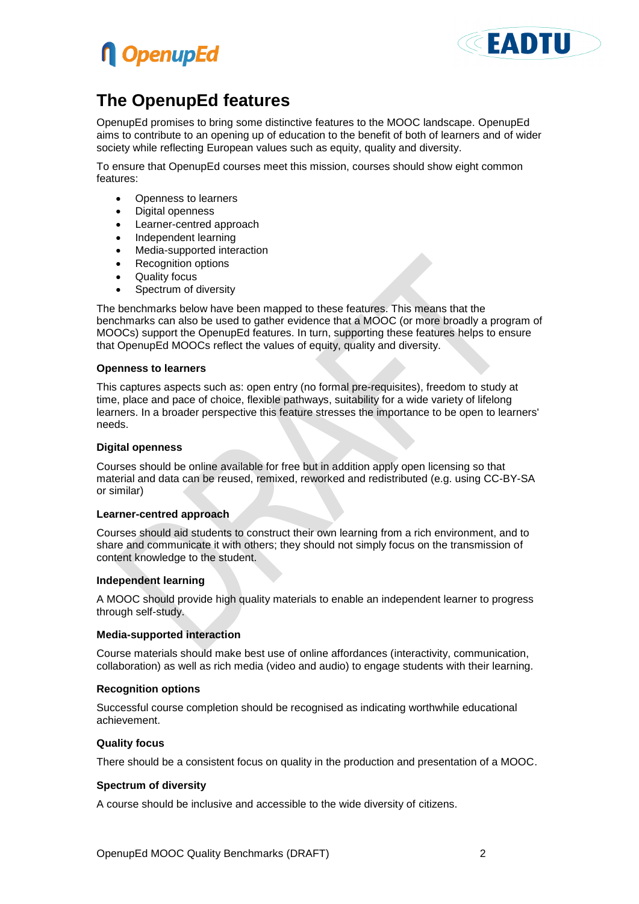# The OpenupEd features

OpenupEd promises to bring some distinctive features to the MOOC landscape. OpenupEd aims to contribute to an opening up of education to the benefit of both of learners and of wider society while reflecting European values such as equity, quality and diversity.

To ensure that OpenupEd courses meet this mission, courses should show eight common features:

- Openness to learners
- Digital openness
- Learner-centred approach
- Independent learning
- Media-supported interaction
- Recognition options
- Quality focus
- Spectrum of diversity

The benchmarks below have been mapped to these features. This means that the benchmarks can also be used to gather evidence that a MOOC (or more broadly a program of MOOCs) support the OpenupEd features. In turn, supporting these features helps to ensure that OpenupEd MOOCs reflect the values of equity, quality and diversity.

#### Openness to learners

This captures aspects such as: open entry (no formal pre-requisites), freedom to study at time, place and pace of choice, flexible pathways, suitability for a wide variety of lifelong learners. In a broader perspective this feature stresses the importance to be open to learners' needs.

#### Digital openness

Courses should be online available for free but in addition apply open licensing so that material and data can be reused, remixed, reworked and redistributed (e.g. using CC-BY-SA or similar)

#### Learner-centred approach

Courses should aid students to construct their own learning from a rich environment, and to share and communicate it with others; they should not simply focus on the transmission of content knowledge to the student.

#### Independent learning

A MOOC should provide high quality materials to enable an independent learner to progress through self-study.

#### Media-supported interaction

Course materials should make best use of online affordances (interactivity, communication, collaboration) as well as rich media (video and audio) to engage students with their learning.

#### Recognition options

Successful course completion should be recognised as indicating worthwhile educational achievement.

#### Quality focus

There should be a consistent focus on quality in the production and presentation of a MOOC.

#### Spectrum of diversity

A course should be inclusive and accessible to the wide diversity of citizens.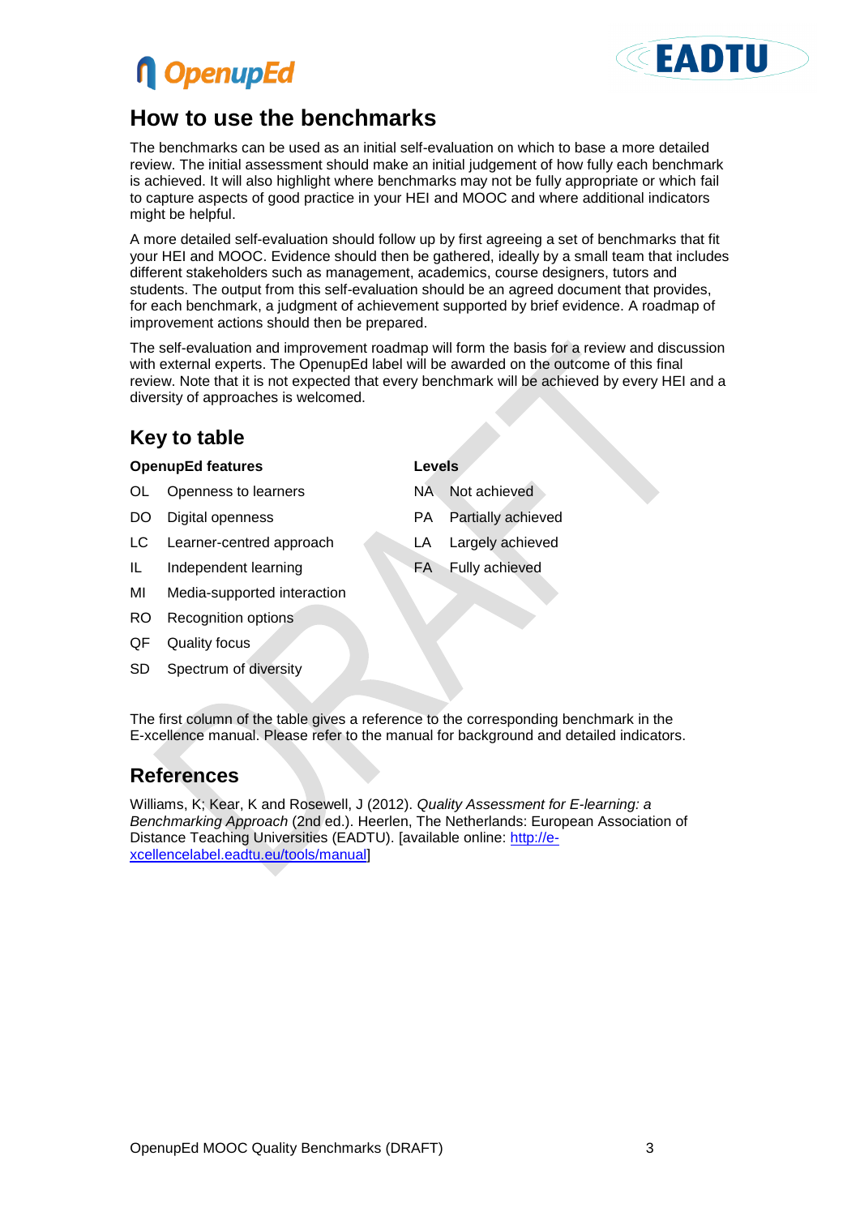## How to use the benchmarks

The benchmarks can be used as an initial self-evaluation on which to base a more detailed review. The initial assessment should make an initial judgement of how fully each benchmark is achieved. It will also highlight where benchmarks may not be fully appropriate or which fail to capture aspects of good practice in your HEI and MOOC and where additional indicators might be helpful.

A more detailed self-evaluation should follow up by first agreeing a set of benchmarks that fit your HEI and MOOC. Evidence should then be gathered, ideally by a small team that includes different stakeholders such as management, academics, course designers, tutors and students. The output from this self-evaluation should be an agreed document that provides, for each benchmark, a judgment of achievement supported by brief evidence. A roadmap of improvement actions should then be prepared.

The self-evaluation and improvement roadmap will form the basis for a review and discussion with external experts. The OpenupEd label will be awarded on the outcome of this final review. Note that it is not expected that every benchmark will be achieved by every HEI and a diversity of approaches is welcomed.

### Key to table

**OpenupEd features**

- OL Openness to learners
- DO Digital openness
- LC Learner-centred approach
- IL Independent learning
- MI Media-supported interaction
- RO Recognition options
- QF Quality focus
- SD Spectrum of diversity

**Levels**

- NA Not achieved
- PA Partially achieved
- LA Largely achieved
- FA Fully achieved

The first column of the table gives a reference to the corresponding benchmark in the E-xcellence manual. Please refer to the manual for background and detailed indicators.

### References

Williams, K; Kear, K and Rosewell, J (2012). *Quality Assessment for E-learning: a Benchmarking Approach* (2nd ed.). Heerlen, The Netherlands: European Association of Distance Teaching Universities (EADTU). [available online: http://e-xcellencelabel.eadtu.eu/tools/manual]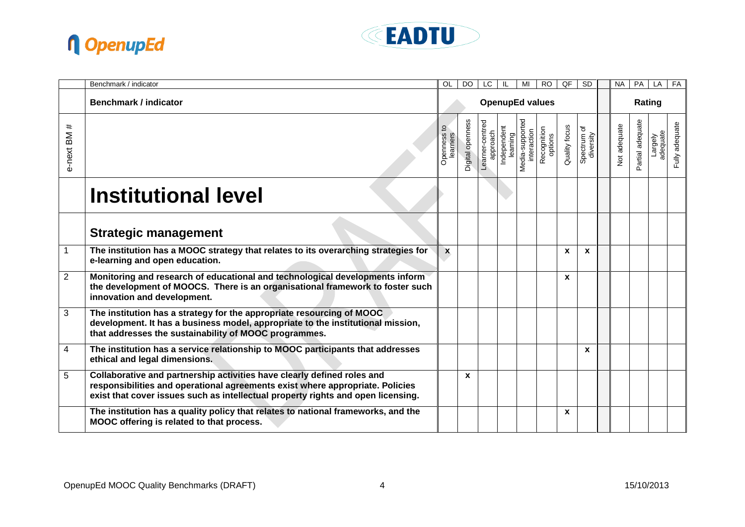| | Benchmark / indicator | OL | DO | LC | IL | MI | RO | QF | SD | | NA | PA | LA | FA |
|---|---|---|---|---|---|---|---|---|---|---|---|---|---|---|
| | **Benchmark / indicator** | **OpenupEd values** | | | | | | | | | **Rating** | | | |
| e-next BM # | | Openness to learners | Digital openness | Learner-centred approach | Independent learning | Media-supported interaction | Recognition options | Quality focus | Spectrum of diversity | | Not adequate | Partial adequate | Largely adequate | Fully adequate |
| | **Institutional level** | | | | | | | | | | | | | |
| | **Strategic management** | | | | | | | | | | | | | |
| 1 | **The institution has a MOOC strategy that relates to its overarching strategies for e-learning and open education.** | **x** | | | | | | **x** | **x** | | | | | |
| 2 | **Monitoring and research of educational and technological developments inform the development of MOOCS. There is an organisational framework to foster such innovation and development.** | | | | | | | **x** | | | | | | |
| 3 | **The institution has a strategy for the appropriate resourcing of MOOC development. It has a business model, appropriate to the institutional mission, that addresses the sustainability of MOOC programmes.** | | | | | | | | | | | | | |
| 4 | **The institution has a service relationship to MOOC participants that addresses ethical and legal dimensions.** | | | | | | | | **x** | | | | | |
| 5 | **Collaborative and partnership activities have clearly defined roles and responsibilities and operational agreements exist where appropriate. Policies exist that cover issues such as intellectual property rights and open licensing.** | | **x** | | | | | | | | | | | |
| | **The institution has a quality policy that relates to national frameworks, and the MOOC offering is related to that process.** | | | | | | | **x** | | | | | | |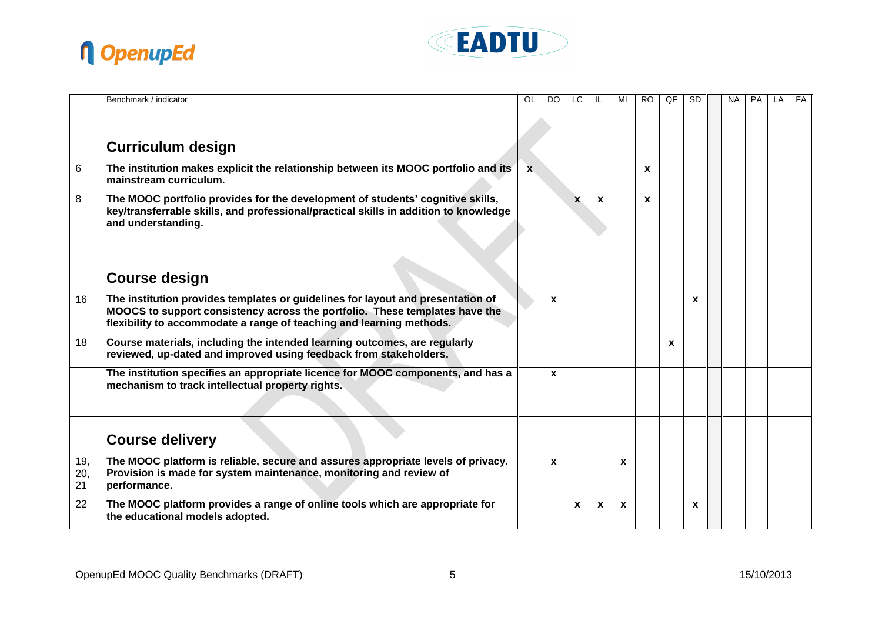| | Benchmark / indicator | OL | DO | LC | IL | MI | RO | QF | SD | | NA | PA | LA | FA |
|---|---|---|---|---|---|---|---|---|---|---|---|---|---|---|
| | | | | | | | | | | | | | | |
| | **Curriculum design** | | | | | | | | | | | | | |
| 6 | **The institution makes explicit the relationship between its MOOC portfolio and its mainstream curriculum.** | x | | | | | x | | | | | | | |
| 8 | **The MOOC portfolio provides for the development of students' cognitive skills, key/transferrable skills, and professional/practical skills in addition to knowledge and understanding.** | | | x | x | | x | | | | | | | |
| | | | | | | | | | | | | | | |
| | **Course design** | | | | | | | | | | | | | |
| 16 | **The institution provides templates or guidelines for layout and presentation of MOOCS to support consistency across the portfolio. These templates have the flexibility to accommodate a range of teaching and learning methods.** | | x | | | | | | x | | | | | |
| 18 | **Course materials, including the intended learning outcomes, are regularly reviewed, up-dated and improved using feedback from stakeholders.** | | | | | | | x | | | | | | |
| | **The institution specifies an appropriate licence for MOOC components, and has a mechanism to track intellectual property rights.** | | x | | | | | | | | | | | |
| | | | | | | | | | | | | | | |
| | **Course delivery** | | | | | | | | | | | | | |
| 19, 20, 21 | **The MOOC platform is reliable, secure and assures appropriate levels of privacy. Provision is made for system maintenance, monitoring and review of performance.** | | x | | | x | | | | | | | | |
| 22 | **The MOOC platform provides a range of online tools which are appropriate for the educational models adopted.** | | | x | x | x | | | x | | | | | |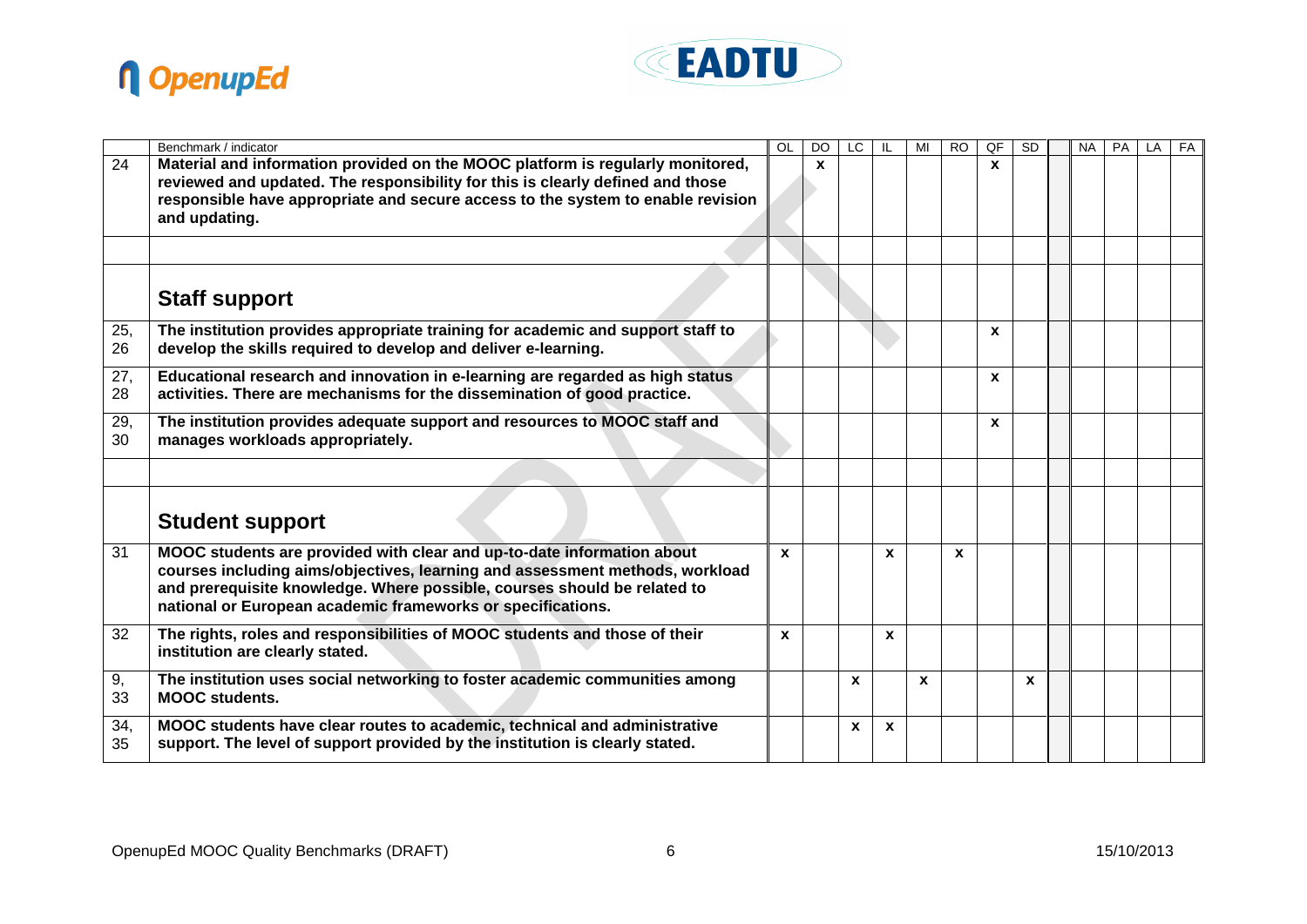| | Benchmark / indicator | OL | DO | LC | IL | MI | RO | QF | SD | | NA | PA | LA | FA |
|---|---|---|---|---|---|---|---|---|---|---|---|---|---|---|
| 24 | **Material and information provided on the MOOC platform is regularly monitored, reviewed and updated. The responsibility for this is clearly defined and those responsible have appropriate and secure access to the system to enable revision and updating.** | | x | | | | | x | | | | | | |
| | | | | | | | | | | | | | | |
| | **Staff support** | | | | | | | | | | | | | |
| 25, 26 | **The institution provides appropriate training for academic and support staff to develop the skills required to develop and deliver e-learning.** | | | | | | | x | | | | | | |
| 27, 28 | **Educational research and innovation in e-learning are regarded as high status activities. There are mechanisms for the dissemination of good practice.** | | | | | | | x | | | | | | |
| 29, 30 | **The institution provides adequate support and resources to MOOC staff and manages workloads appropriately.** | | | | | | | x | | | | | | |
| | | | | | | | | | | | | | | |
| | **Student support** | | | | | | | | | | | | | |
| 31 | **MOOC students are provided with clear and up-to-date information about courses including aims/objectives, learning and assessment methods, workload and prerequisite knowledge. Where possible, courses should be related to national or European academic frameworks or specifications.** | x | | | x | | x | | | | | | | |
| 32 | **The rights, roles and responsibilities of MOOC students and those of their institution are clearly stated.** | x | | | x | | | | | | | | | |
| 9, 33 | **The institution uses social networking to foster academic communities among MOOC students.** | | | x | | x | | | x | | | | | |
| 34, 35 | **MOOC students have clear routes to academic, technical and administrative support. The level of support provided by the institution is clearly stated.** | | | x | x | | | | | | | | | |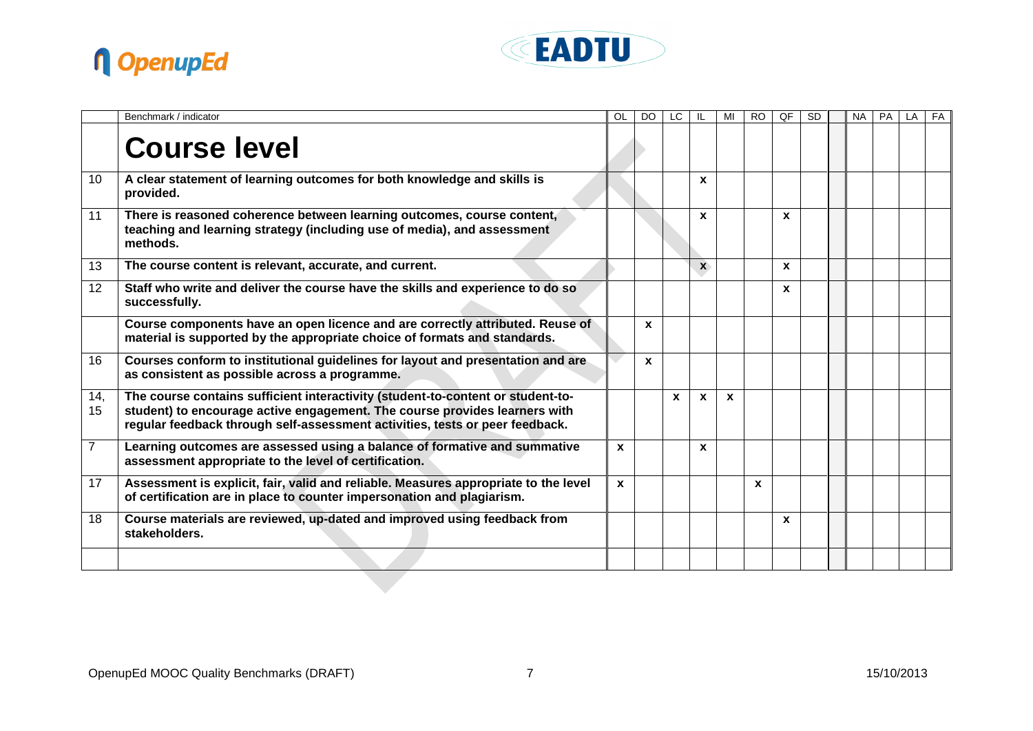| | Benchmark / indicator | OL | DO | LC | IL | MI | RO | QF | SD | | NA | PA | LA | FA |
|---|---|---|---|---|---|---|---|---|---|---|---|---|---|---|
| | **Course level** | | | | | | | | | | | | | |
| 10 | **A clear statement of learning outcomes for both knowledge and skills is provided.** | | | | x | | | | | | | | | |
| 11 | **There is reasoned coherence between learning outcomes, course content, teaching and learning strategy (including use of media), and assessment methods.** | | | | x | | | x | | | | | | |
| 13 | **The course content is relevant, accurate, and current.** | | | | x | | | x | | | | | | |
| 12 | **Staff who write and deliver the course have the skills and experience to do so successfully.** | | | | | | | x | | | | | | |
| | **Course components have an open licence and are correctly attributed. Reuse of material is supported by the appropriate choice of formats and standards.** | | x | | | | | | | | | | | |
| 16 | **Courses conform to institutional guidelines for layout and presentation and are as consistent as possible across a programme.** | | x | | | | | | | | | | | |
| 14, 15 | **The course contains sufficient interactivity (student-to-content or student-to-student) to encourage active engagement. The course provides learners with regular feedback through self-assessment activities, tests or peer feedback.** | | | x | x | x | | | | | | | | |
| 7 | **Learning outcomes are assessed using a balance of formative and summative assessment appropriate to the level of certification.** | x | | | x | | | | | | | | | |
| 17 | **Assessment is explicit, fair, valid and reliable. Measures appropriate to the level of certification are in place to counter impersonation and plagiarism.** | x | | | | | x | | | | | | | |
| 18 | **Course materials are reviewed, up-dated and improved using feedback from stakeholders.** | | | | | | | x | | | | | | |
| | | | | | | | | | | | | | | |